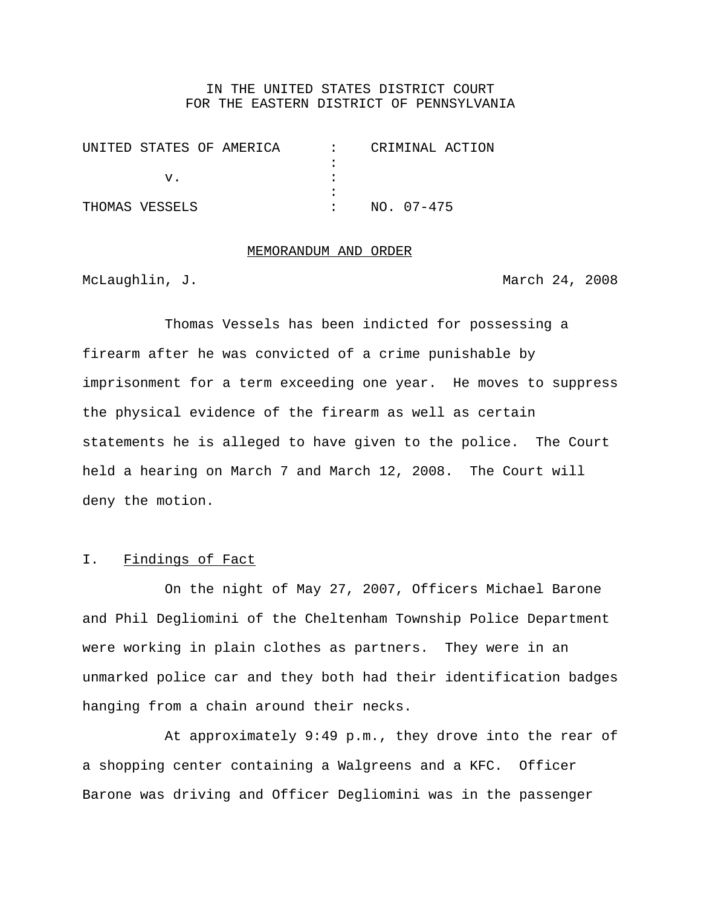IN THE UNITED STATES DISTRICT COURT
FOR THE EASTERN DISTRICT OF PENNSYLVANIA

| | | |
|---|---|---|
| UNITED STATES OF AMERICA | : | CRIMINAL ACTION |
| | : | |
| v. | : | |
| | : | |
| THOMAS VESSELS | : | NO. 07-475 |

## MEMORANDUM AND ORDER

McLaughlin, J. March 24, 2008

Thomas Vessels has been indicted for possessing a firearm after he was convicted of a crime punishable by imprisonment for a term exceeding one year. He moves to suppress the physical evidence of the firearm as well as certain statements he is alleged to have given to the police. The Court held a hearing on March 7 and March 12, 2008. The Court will deny the motion.

## I. Findings of Fact

On the night of May 27, 2007, Officers Michael Barone and Phil Degliomini of the Cheltenham Township Police Department were working in plain clothes as partners. They were in an unmarked police car and they both had their identification badges hanging from a chain around their necks.

At approximately 9:49 p.m., they drove into the rear of a shopping center containing a Walgreens and a KFC. Officer Barone was driving and Officer Degliomini was in the passenger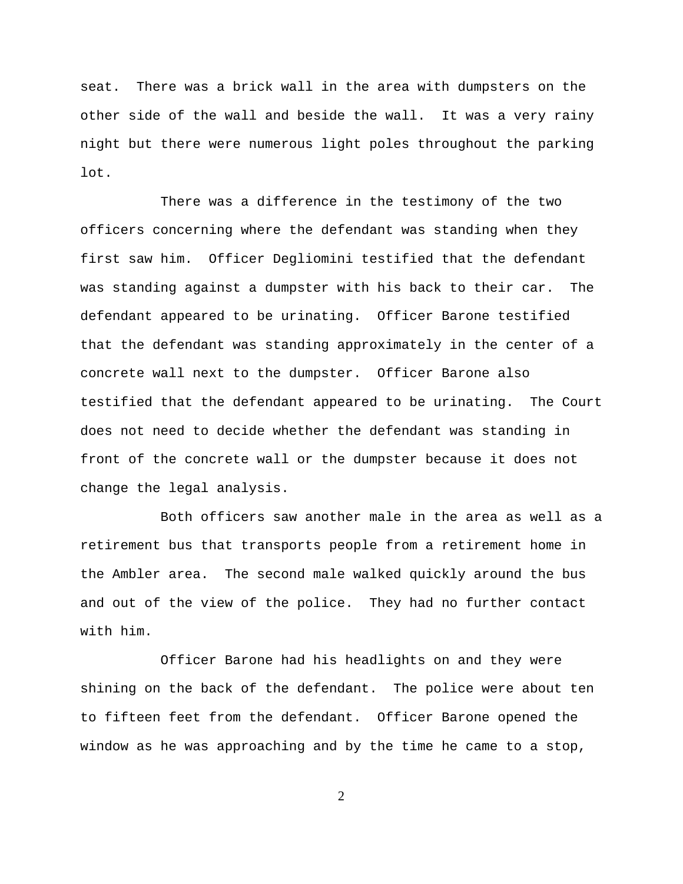seat. There was a brick wall in the area with dumpsters on the other side of the wall and beside the wall. It was a very rainy night but there were numerous light poles throughout the parking lot.

There was a difference in the testimony of the two officers concerning where the defendant was standing when they first saw him. Officer Degliomini testified that the defendant was standing against a dumpster with his back to their car. The defendant appeared to be urinating. Officer Barone testified that the defendant was standing approximately in the center of a concrete wall next to the dumpster. Officer Barone also testified that the defendant appeared to be urinating. The Court does not need to decide whether the defendant was standing in front of the concrete wall or the dumpster because it does not change the legal analysis.

Both officers saw another male in the area as well as a retirement bus that transports people from a retirement home in the Ambler area. The second male walked quickly around the bus and out of the view of the police. They had no further contact with him.

Officer Barone had his headlights on and they were shining on the back of the defendant. The police were about ten to fifteen feet from the defendant. Officer Barone opened the window as he was approaching and by the time he came to a stop,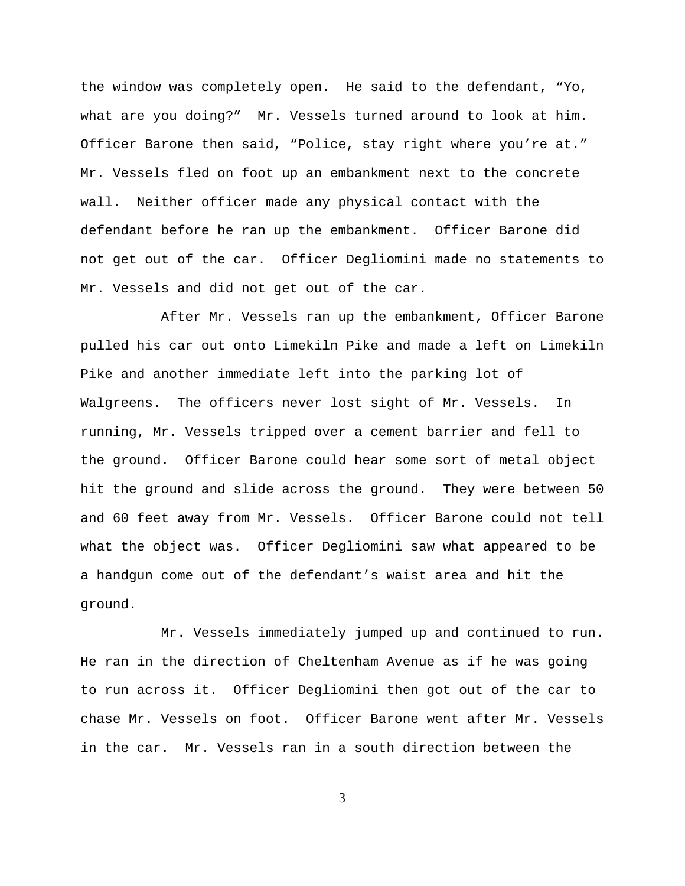the window was completely open. He said to the defendant, "Yo, what are you doing?" Mr. Vessels turned around to look at him. Officer Barone then said, "Police, stay right where you're at." Mr. Vessels fled on foot up an embankment next to the concrete wall. Neither officer made any physical contact with the defendant before he ran up the embankment. Officer Barone did not get out of the car. Officer Degliomini made no statements to Mr. Vessels and did not get out of the car.

After Mr. Vessels ran up the embankment, Officer Barone pulled his car out onto Limekiln Pike and made a left on Limekiln Pike and another immediate left into the parking lot of Walgreens. The officers never lost sight of Mr. Vessels. In running, Mr. Vessels tripped over a cement barrier and fell to the ground. Officer Barone could hear some sort of metal object hit the ground and slide across the ground. They were between 50 and 60 feet away from Mr. Vessels. Officer Barone could not tell what the object was. Officer Degliomini saw what appeared to be a handgun come out of the defendant's waist area and hit the ground.

Mr. Vessels immediately jumped up and continued to run. He ran in the direction of Cheltenham Avenue as if he was going to run across it. Officer Degliomini then got out of the car to chase Mr. Vessels on foot. Officer Barone went after Mr. Vessels in the car. Mr. Vessels ran in a south direction between the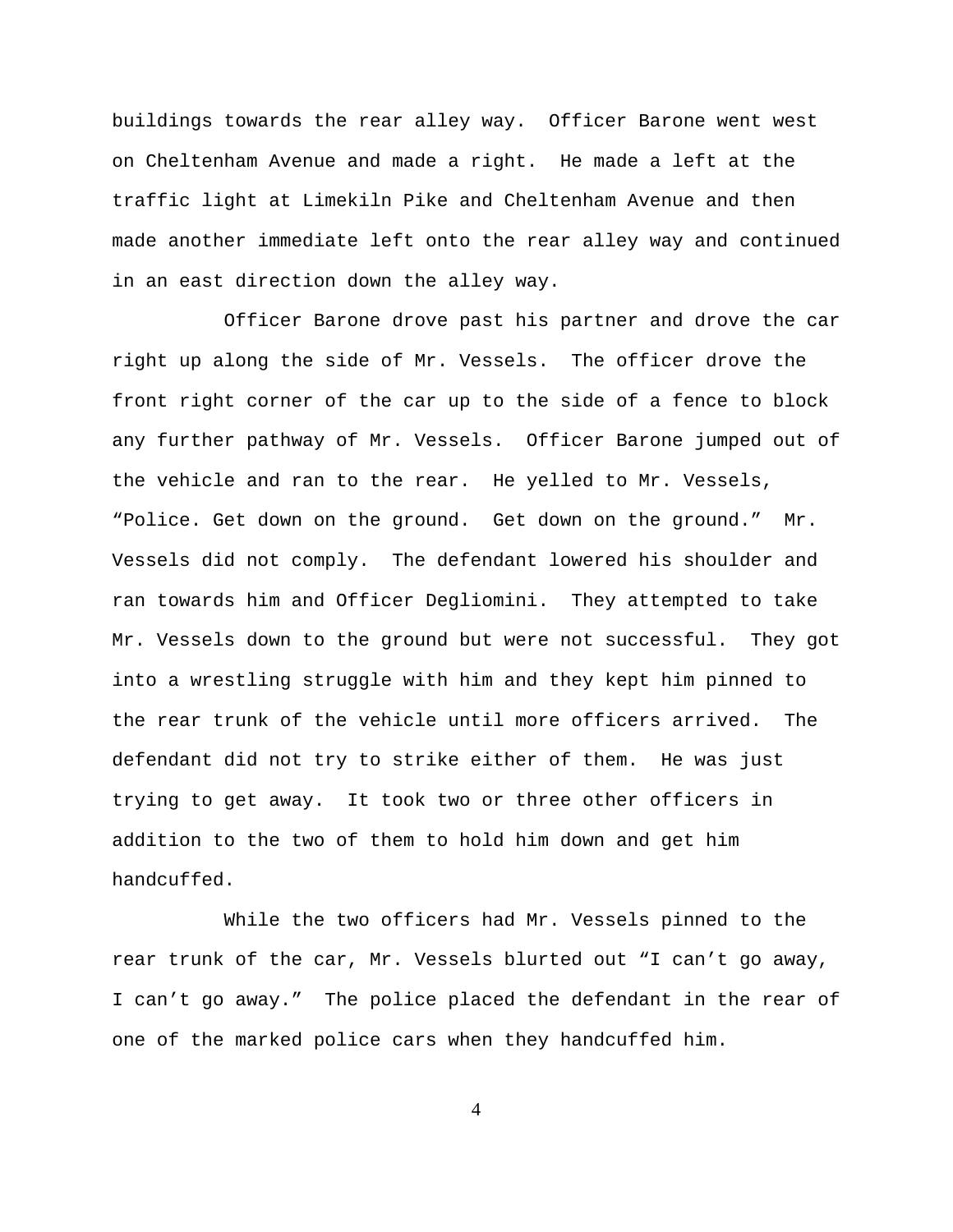buildings towards the rear alley way. Officer Barone went west on Cheltenham Avenue and made a right. He made a left at the traffic light at Limekiln Pike and Cheltenham Avenue and then made another immediate left onto the rear alley way and continued in an east direction down the alley way.

Officer Barone drove past his partner and drove the car right up along the side of Mr. Vessels. The officer drove the front right corner of the car up to the side of a fence to block any further pathway of Mr. Vessels. Officer Barone jumped out of the vehicle and ran to the rear. He yelled to Mr. Vessels, "Police. Get down on the ground. Get down on the ground." Mr. Vessels did not comply. The defendant lowered his shoulder and ran towards him and Officer Degliomini. They attempted to take Mr. Vessels down to the ground but were not successful. They got into a wrestling struggle with him and they kept him pinned to the rear trunk of the vehicle until more officers arrived. The defendant did not try to strike either of them. He was just trying to get away. It took two or three other officers in addition to the two of them to hold him down and get him handcuffed.

While the two officers had Mr. Vessels pinned to the rear trunk of the car, Mr. Vessels blurted out "I can't go away, I can't go away." The police placed the defendant in the rear of one of the marked police cars when they handcuffed him.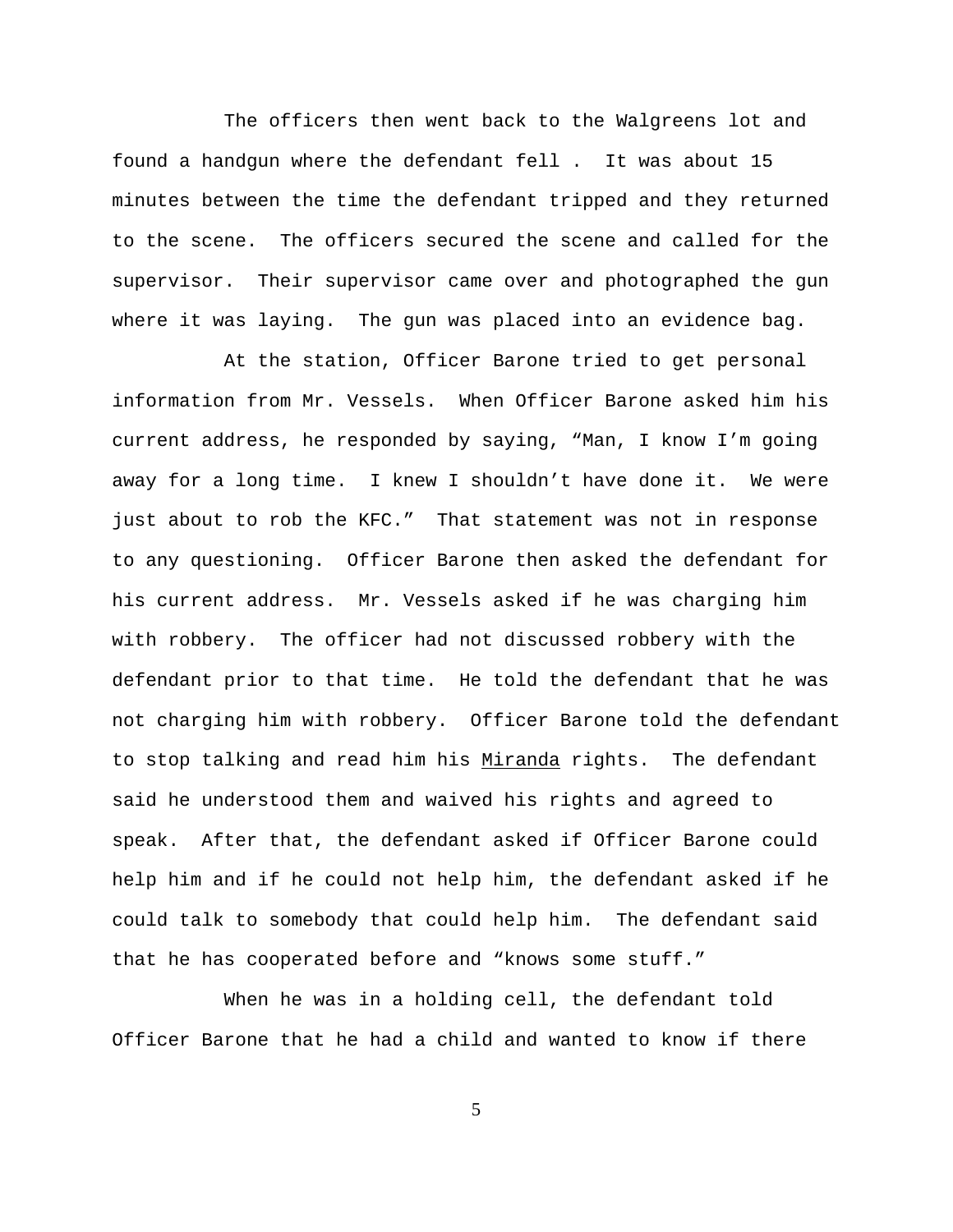The officers then went back to the Walgreens lot and found a handgun where the defendant fell . It was about 15 minutes between the time the defendant tripped and they returned to the scene. The officers secured the scene and called for the supervisor. Their supervisor came over and photographed the gun where it was laying. The gun was placed into an evidence bag.

At the station, Officer Barone tried to get personal information from Mr. Vessels. When Officer Barone asked him his current address, he responded by saying, "Man, I know I'm going away for a long time. I knew I shouldn't have done it. We were just about to rob the KFC." That statement was not in response to any questioning. Officer Barone then asked the defendant for his current address. Mr. Vessels asked if he was charging him with robbery. The officer had not discussed robbery with the defendant prior to that time. He told the defendant that he was not charging him with robbery. Officer Barone told the defendant to stop talking and read him his Miranda rights. The defendant said he understood them and waived his rights and agreed to speak. After that, the defendant asked if Officer Barone could help him and if he could not help him, the defendant asked if he could talk to somebody that could help him. The defendant said that he has cooperated before and "knows some stuff."

When he was in a holding cell, the defendant told Officer Barone that he had a child and wanted to know if there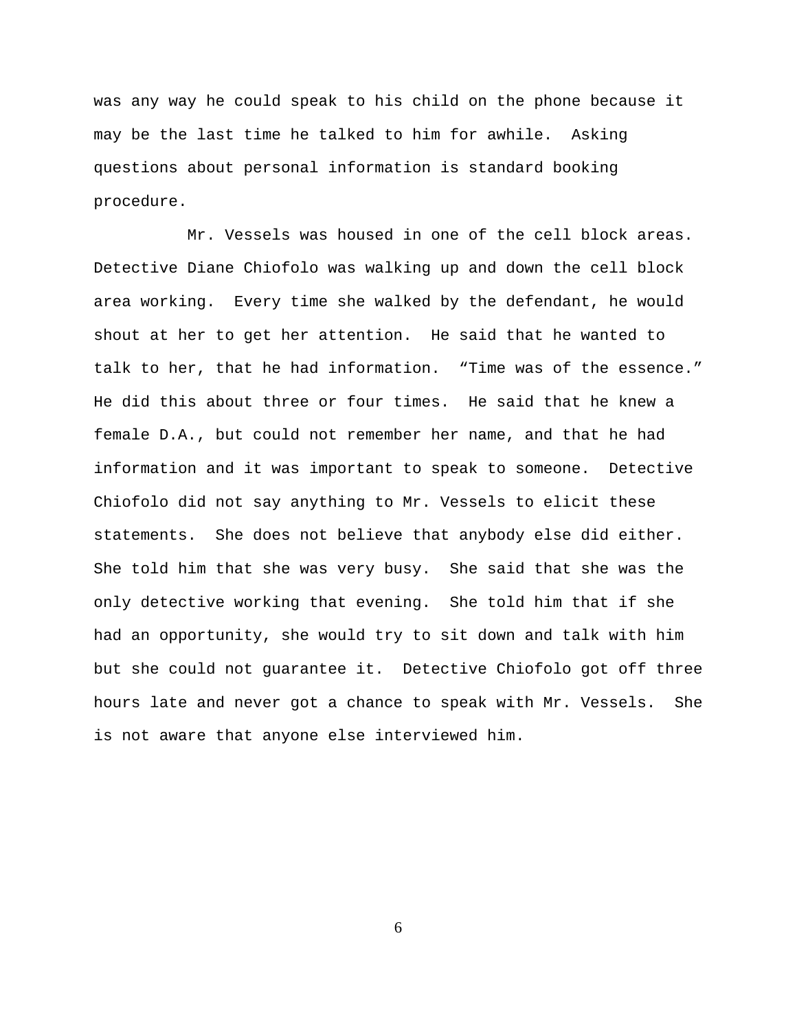was any way he could speak to his child on the phone because it may be the last time he talked to him for awhile.  Asking questions about personal information is standard booking procedure.

Mr. Vessels was housed in one of the cell block areas. Detective Diane Chiofolo was walking up and down the cell block area working.  Every time she walked by the defendant, he would shout at her to get her attention.  He said that he wanted to talk to her, that he had information.  "Time was of the essence." He did this about three or four times.  He said that he knew a female D.A., but could not remember her name, and that he had information and it was important to speak to someone.  Detective Chiofolo did not say anything to Mr. Vessels to elicit these statements.  She does not believe that anybody else did either. She told him that she was very busy.  She said that she was the only detective working that evening.  She told him that if she had an opportunity, she would try to sit down and talk with him but she could not guarantee it.  Detective Chiofolo got off three hours late and never got a chance to speak with Mr. Vessels.  She is not aware that anyone else interviewed him.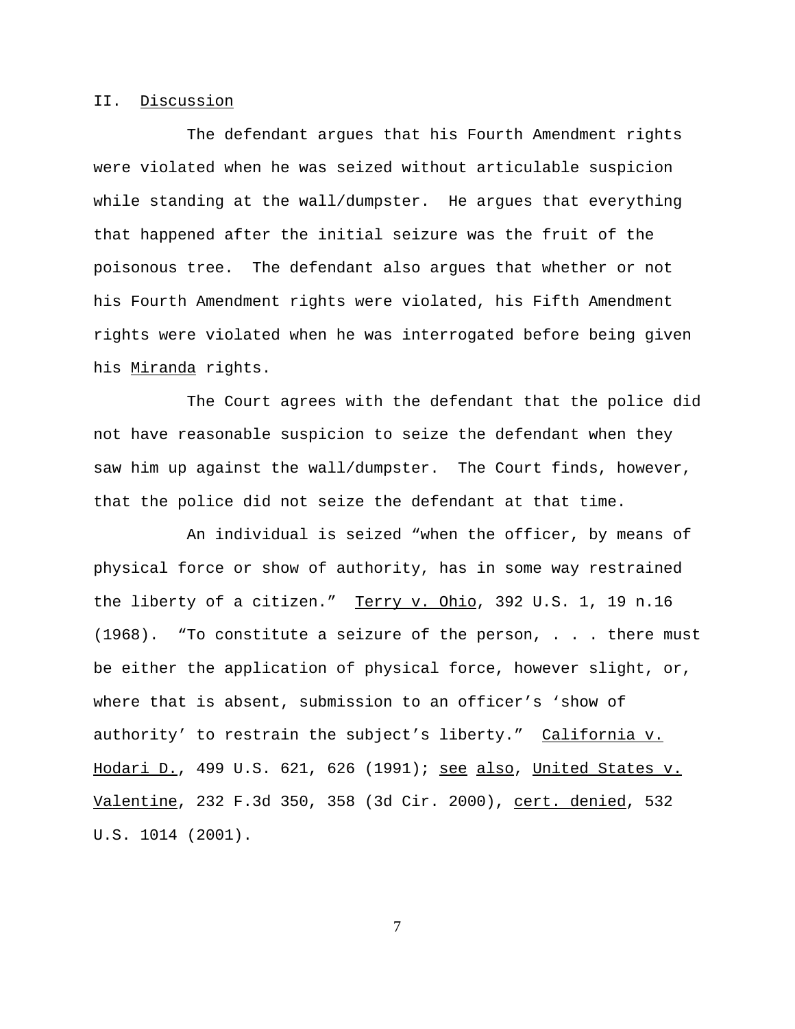## II. Discussion

The defendant argues that his Fourth Amendment rights were violated when he was seized without articulable suspicion while standing at the wall/dumpster. He argues that everything that happened after the initial seizure was the fruit of the poisonous tree. The defendant also argues that whether or not his Fourth Amendment rights were violated, his Fifth Amendment rights were violated when he was interrogated before being given his *Miranda* rights.

The Court agrees with the defendant that the police did not have reasonable suspicion to seize the defendant when they saw him up against the wall/dumpster. The Court finds, however, that the police did not seize the defendant at that time.

An individual is seized "when the officer, by means of physical force or show of authority, has in some way restrained the liberty of a citizen." *Terry v. Ohio*, 392 U.S. 1, 19 n.16 (1968). "To constitute a seizure of the person, . . . there must be either the application of physical force, however slight, or, where that is absent, submission to an officer's 'show of authority' to restrain the subject's liberty." *California v. Hodari D.*, 499 U.S. 621, 626 (1991); *see also*, *United States v. Valentine*, 232 F.3d 350, 358 (3d Cir. 2000), *cert. denied*, 532 U.S. 1014 (2001).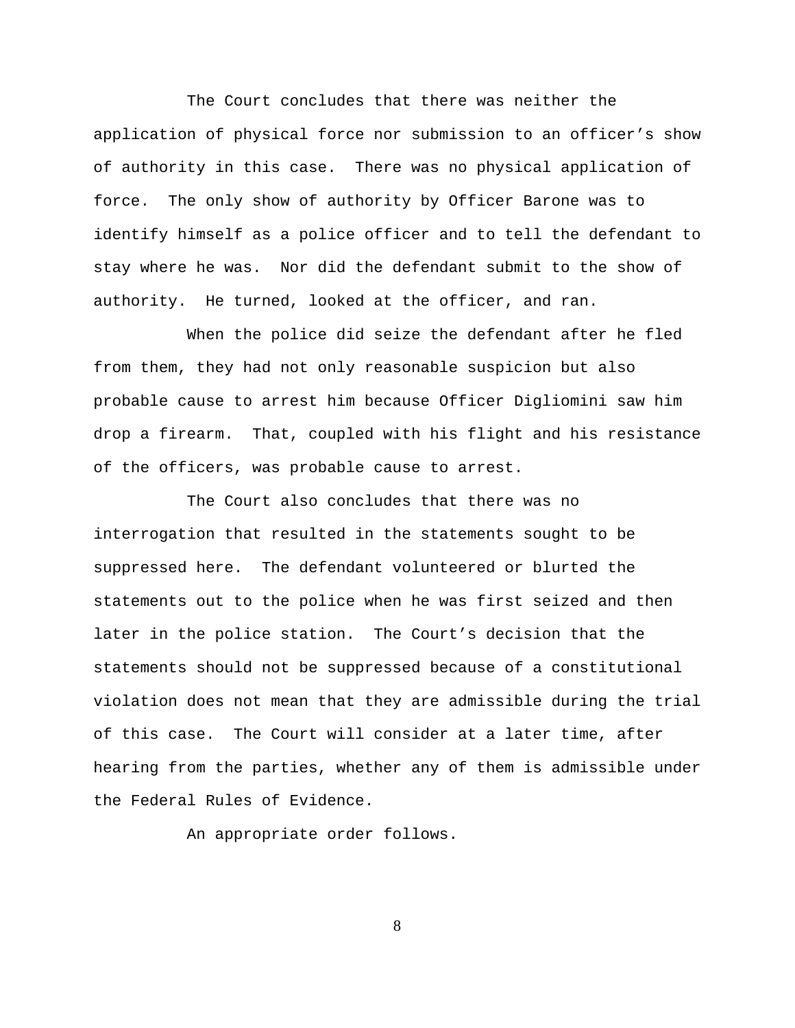The Court concludes that there was neither the application of physical force nor submission to an officer's show of authority in this case. There was no physical application of force. The only show of authority by Officer Barone was to identify himself as a police officer and to tell the defendant to stay where he was. Nor did the defendant submit to the show of authority. He turned, looked at the officer, and ran.

When the police did seize the defendant after he fled from them, they had not only reasonable suspicion but also probable cause to arrest him because Officer Digliomini saw him drop a firearm. That, coupled with his flight and his resistance of the officers, was probable cause to arrest.

The Court also concludes that there was no interrogation that resulted in the statements sought to be suppressed here. The defendant volunteered or blurted the statements out to the police when he was first seized and then later in the police station. The Court's decision that the statements should not be suppressed because of a constitutional violation does not mean that they are admissible during the trial of this case. The Court will consider at a later time, after hearing from the parties, whether any of them is admissible under the Federal Rules of Evidence.

An appropriate order follows.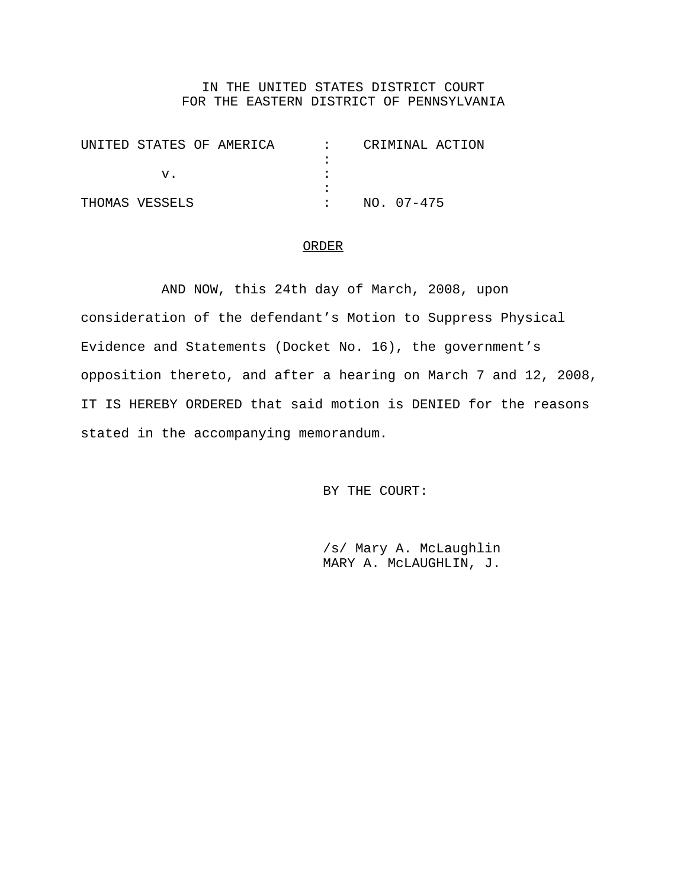IN THE UNITED STATES DISTRICT COURT
FOR THE EASTERN DISTRICT OF PENNSYLVANIA

| | | |
|---|---|---|
| UNITED STATES OF AMERICA | : | CRIMINAL ACTION |
| | : | |
| v. | : | |
| | : | |
| THOMAS VESSELS | : | NO. 07-475 |

ORDER

AND NOW, this 24th day of March, 2008, upon consideration of the defendant's Motion to Suppress Physical Evidence and Statements (Docket No. 16), the government's opposition thereto, and after a hearing on March 7 and 12, 2008, IT IS HEREBY ORDERED that said motion is DENIED for the reasons stated in the accompanying memorandum.

BY THE COURT:

/s/ Mary A. McLaughlin
MARY A. McLAUGHLIN, J.